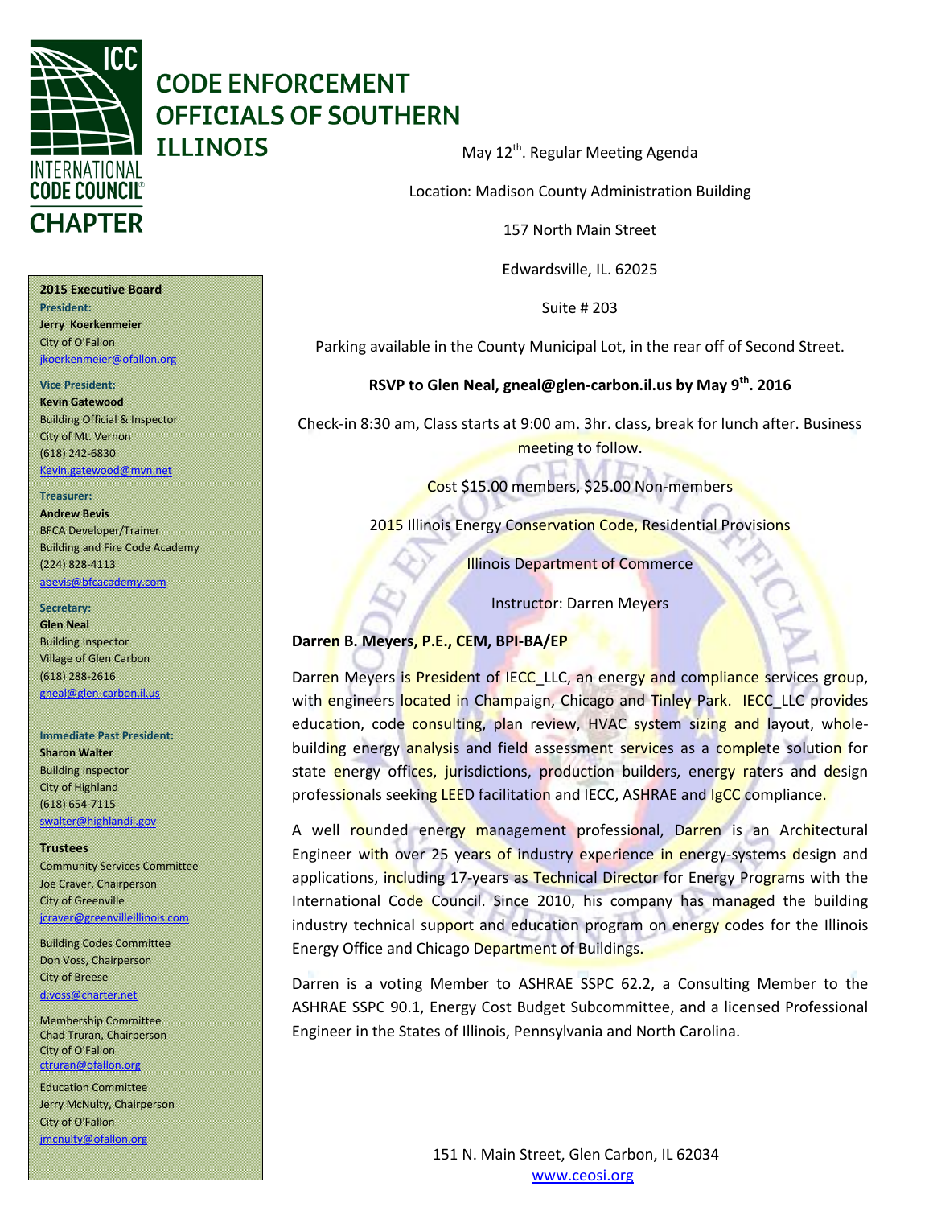# CODE ENFORCEMENT OFFICIALS OF SOUTHERN ILLINOIS

INTERNATIONAL CODE COUNCIL CHAPTER

May 12th. Regular Meeting Agenda

Location: Madison County Administration Building

157 North Main Street

Edwardsville, IL. 62025

Suite # 203

Parking available in the County Municipal Lot, in the rear off of Second Street.

**RSVP to Glen Neal, gneal@glen-carbon.il.us by May 9th. 2016**

Check-in 8:30 am, Class starts at 9:00 am. 3hr. class, break for lunch after. Business meeting to follow.

Cost $15.00 members, $25.00 Non-members

2015 Illinois Energy Conservation Code, Residential Provisions

Illinois Department of Commerce

Instructor: Darren Meyers

**Darren B. Meyers, P.E., CEM, BPI-BA/EP**

Darren Meyers is President of IECC_LLC, an energy and compliance services group, with engineers located in Champaign, Chicago and Tinley Park. IECC_LLC provides education, code consulting, plan review, HVAC system sizing and layout, whole-building energy analysis and field assessment services as a complete solution for state energy offices, jurisdictions, production builders, energy raters and design professionals seeking LEED facilitation and IECC, ASHRAE and IgCC compliance.

A well rounded energy management professional, Darren is an Architectural Engineer with over 25 years of industry experience in energy-systems design and applications, including 17-years as Technical Director for Energy Programs with the International Code Council. Since 2010, his company has managed the building industry technical support and education program on energy codes for the Illinois Energy Office and Chicago Department of Buildings.

Darren is a voting Member to ASHRAE SSPC 62.2, a Consulting Member to the ASHRAE SSPC 90.1, Energy Cost Budget Subcommittee, and a licensed Professional Engineer in the States of Illinois, Pennsylvania and North Carolina.

**2015 Executive Board**

**President:**
**Jerry Koerkenmeier**
City of O'Fallon
jkoerkenmeier@ofallon.org

**Vice President:**
**Kevin Gatewood**
Building Official & Inspector
City of Mt. Vernon
(618) 242-6830
Kevin.gatewood@mvn.net

**Treasurer:**
**Andrew Bevis**
BFCA Developer/Trainer
Building and Fire Code Academy
(224) 828-4113
abevis@bfcacademy.com

**Secretary:**
**Glen Neal**
Building Inspector
Village of Glen Carbon
(618) 288-2616
gneal@glen-carbon.il.us

**Immediate Past President:**
**Sharon Walter**
Building Inspector
City of Highland
(618) 654-7115
swalter@highlandil.gov

**Trustees**

Community Services Committee
Joe Craver, Chairperson
City of Greenville
jcraver@greenvilleillinois.com

Building Codes Committee
Don Voss, Chairperson
City of Breese
d.voss@charter.net

Membership Committee
Chad Truran, Chairperson
City of O'Fallon
ctruran@ofallon.org

Education Committee
Jerry McNulty, Chairperson
City of O'Fallon
jmcnulty@ofallon.org

151 N. Main Street, Glen Carbon, IL 62034
www.ceosi.org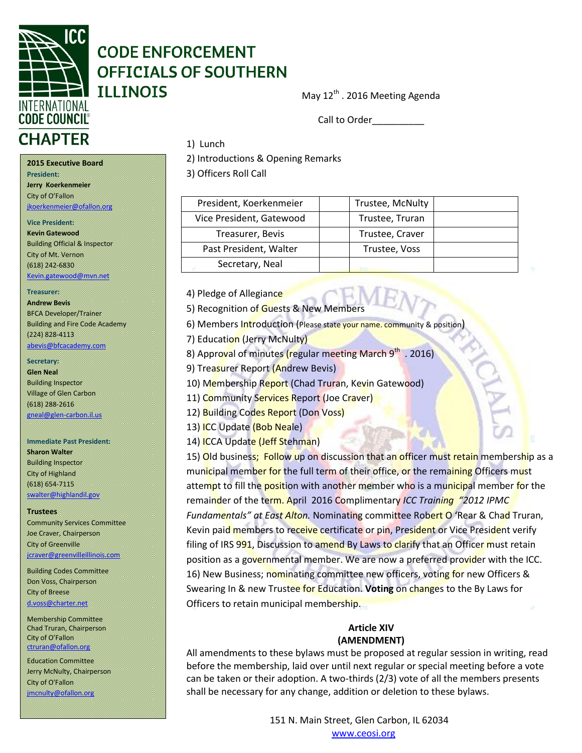# CODE ENFORCEMENT OFFICIALS OF SOUTHERN ILLINOIS

INTERNATIONAL CODE COUNCIL® CHAPTER

**2015 Executive Board**

**President:**
**Jerry Koerkenmeier**
City of O'Fallon
jkoerkenmeier@ofallon.org

**Vice President:**
**Kevin Gatewood**
Building Official & Inspector
City of Mt. Vernon
(618) 242-6830
Kevin.gatewood@mvn.net

**Treasurer:**
**Andrew Bevis**
BFCA Developer/Trainer
Building and Fire Code Academy
(224) 828-4113
abevis@bfcacademy.com

**Secretary:**
**Glen Neal**
Building Inspector
Village of Glen Carbon
(618) 288-2616
gneal@glen-carbon.il.us

**Immediate Past President:**
**Sharon Walter**
Building Inspector
City of Highland
(618) 654-7115
swalter@highlandil.gov

**Trustees**

Community Services Committee
Joe Craver, Chairperson
City of Greenville
jcraver@greenvilleillinois.com

Building Codes Committee
Don Voss, Chairperson
City of Breese
d.voss@charter.net

Membership Committee
Chad Truran, Chairperson
City of O'Fallon
ctruran@ofallon.org

Education Committee
Jerry McNulty, Chairperson
City of O'Fallon
jmcnulty@ofallon.org

May 12th . 2016 Meeting Agenda

Call to Order__________

1) Lunch
2) Introductions & Opening Remarks
3) Officers Roll Call

| President, Koerkenmeier | | Trustee, McNulty | |
|---|---|---|---|
| Vice President, Gatewood | | Trustee, Truran | |
| Treasurer, Bevis | | Trustee, Craver | |
| Past President, Walter | | Trustee, Voss | |
| Secretary, Neal | | | |

4) Pledge of Allegiance
5) Recognition of Guests & New Members
6) Members Introduction (Please state your name. community & position)
7) Education (Jerry McNulty)
8) Approval of minutes (regular meeting March 9th . 2016)
9) Treasurer Report (Andrew Bevis)
10) Membership Report (Chad Truran, Kevin Gatewood)
11) Community Services Report (Joe Craver)
12) Building Codes Report (Don Voss)
13) ICC Update (Bob Neale)
14) ICCA Update (Jeff Stehman)
15) Old business; Follow up on discussion that an officer must retain membership as a municipal member for the full term of their office, or the remaining Officers must attempt to fill the position with another member who is a municipal member for the remainder of the term. April 2016 Complimentary *ICC Training "2012 IPMC Fundamentals" at East Alton.* Nominating committee Robert O 'Rear & Chad Truran, Kevin paid members to receive certificate or pin, President or Vice President verify filing of IRS 991, Discussion to amend By Laws to clarify that an Officer must retain position as a governmental member. We are now a preferred provider with the ICC.
16) New Business; nominating committee new officers, voting for new Officers & Swearing In & new Trustee for Education. **Voting** on changes to the By Laws for Officers to retain municipal membership.

**Article XIV**
**(AMENDMENT)**

All amendments to these bylaws must be proposed at regular session in writing, read before the membership, laid over until next regular or special meeting before a vote can be taken or their adoption. A two-thirds (2/3) vote of all the members presents shall be necessary for any change, addition or deletion to these bylaws.

151 N. Main Street, Glen Carbon, IL 62034
www.ceosi.org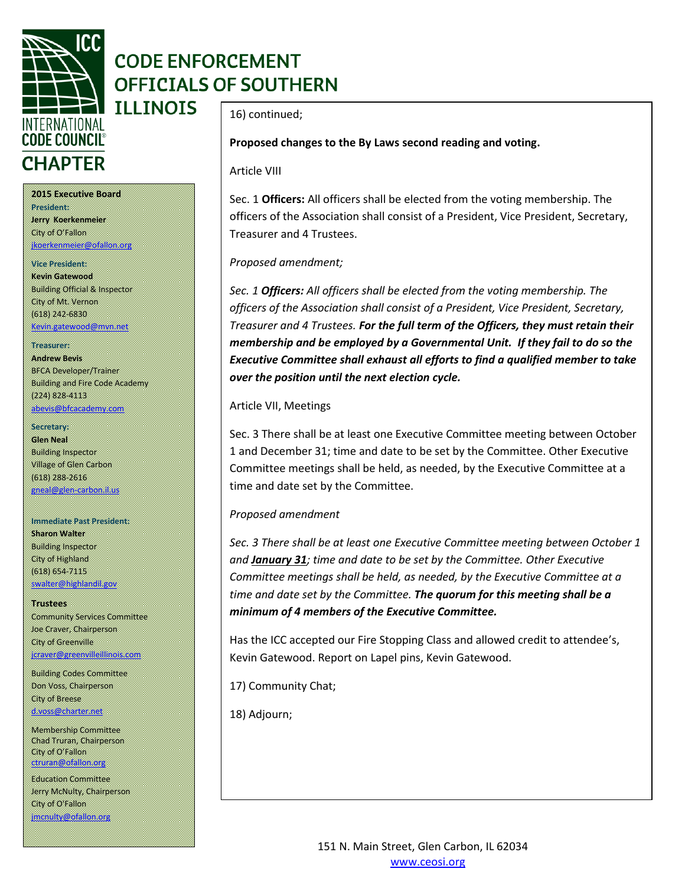# CODE ENFORCEMENT OFFICIALS OF SOUTHERN ILLINOIS

INTERNATIONAL CODE COUNCIL® CHAPTER

**2015 Executive Board**

**President:**
**Jerry Koerkenmeier**
City of O'Fallon
jkoerkenmeier@ofallon.org

**Vice President:**
**Kevin Gatewood**
Building Official & Inspector
City of Mt. Vernon
(618) 242-6830
Kevin.gatewood@mvn.net

**Treasurer:**
**Andrew Bevis**
BFCA Developer/Trainer
Building and Fire Code Academy
(224) 828-4113
abevis@bfcacademy.com

**Secretary:**
**Glen Neal**
Building Inspector
Village of Glen Carbon
(618) 288-2616
gneal@glen-carbon.il.us

**Immediate Past President:**
**Sharon Walter**
Building Inspector
City of Highland
(618) 654-7115
swalter@highlandil.gov

**Trustees**

Community Services Committee
Joe Craver, Chairperson
City of Greenville
jcraver@greenvilleillinois.com

Building Codes Committee
Don Voss, Chairperson
City of Breese
d.voss@charter.net

Membership Committee
Chad Truran, Chairperson
City of O'Fallon
ctruran@ofallon.org

Education Committee
Jerry McNulty, Chairperson
City of O'Fallon
jmcnulty@ofallon.org

16) continued;

**Proposed changes to the By Laws second reading and voting.**

Article VIII

Sec. 1 **Officers:** All officers shall be elected from the voting membership. The officers of the Association shall consist of a President, Vice President, Secretary, Treasurer and 4 Trustees.

*Proposed amendment;*

*Sec. 1 **Officers:** All officers shall be elected from the voting membership. The officers of the Association shall consist of a President, Vice President, Secretary, Treasurer and 4 Trustees. **For the full term of the Officers, they must retain their membership and be employed by a Governmental Unit. If they fail to do so the Executive Committee shall exhaust all efforts to find a qualified member to take over the position until the next election cycle.***

Article VII, Meetings

Sec. 3 There shall be at least one Executive Committee meeting between October 1 and December 31; time and date to be set by the Committee. Other Executive Committee meetings shall be held, as needed, by the Executive Committee at a time and date set by the Committee.

*Proposed amendment*

*Sec. 3 There shall be at least one Executive Committee meeting between October 1 and **January 31**; time and date to be set by the Committee. Other Executive Committee meetings shall be held, as needed, by the Executive Committee at a time and date set by the Committee. **The quorum for this meeting shall be a minimum of 4 members of the Executive Committee.***

Has the ICC accepted our Fire Stopping Class and allowed credit to attendee's, Kevin Gatewood. Report on Lapel pins, Kevin Gatewood.

17) Community Chat;

18) Adjourn;

151 N. Main Street, Glen Carbon, IL 62034
www.ceosi.org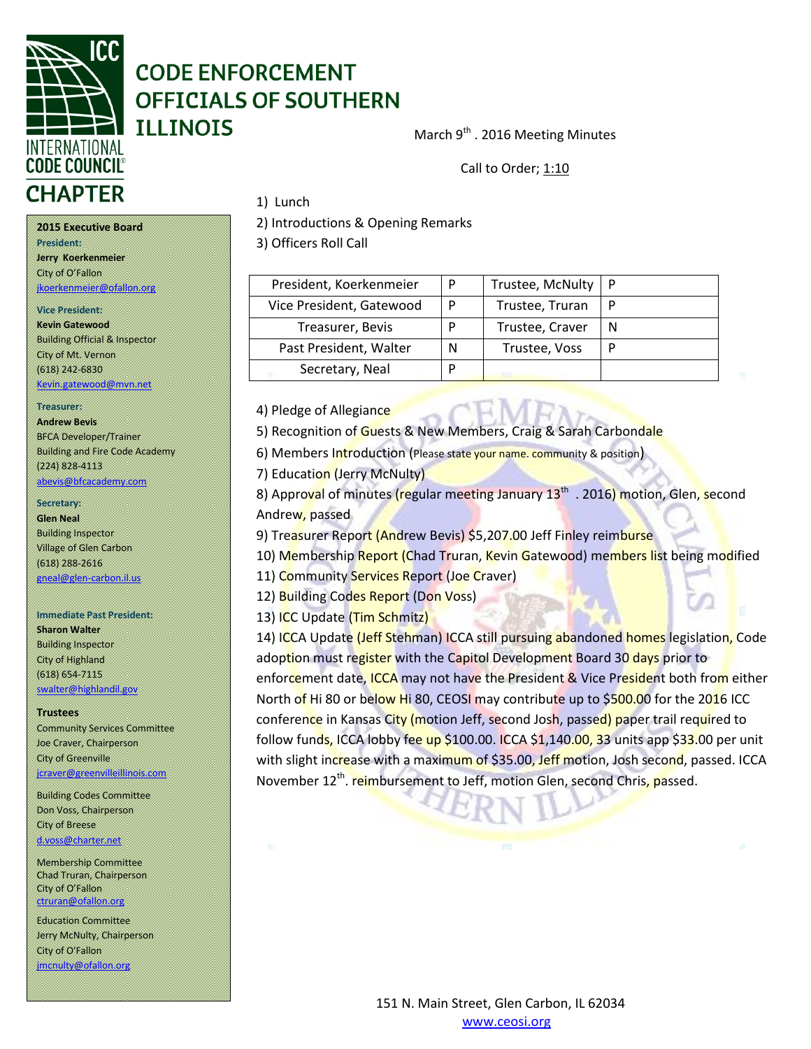# CODE ENFORCEMENT OFFICIALS OF SOUTHERN ILLINOIS

INTERNATIONAL CODE COUNCIL CHAPTER

**2015 Executive Board**

**President:**
**Jerry Koerkenmeier**
City of O'Fallon
jkoerkenmeier@ofallon.org

**Vice President:**
**Kevin Gatewood**
Building Official & Inspector
City of Mt. Vernon
(618) 242-6830
Kevin.gatewood@mvn.net

**Treasurer:**
**Andrew Bevis**
BFCA Developer/Trainer
Building and Fire Code Academy
(224) 828-4113
abevis@bfcacademy.com

**Secretary:**
**Glen Neal**
Building Inspector
Village of Glen Carbon
(618) 288-2616
gneal@glen-carbon.il.us

**Immediate Past President:**
**Sharon Walter**
Building Inspector
City of Highland
(618) 654-7115
swalter@highlandil.gov

**Trustees**

Community Services Committee
Joe Craver, Chairperson
City of Greenville
jcraver@greenvilleillinois.com

Building Codes Committee
Don Voss, Chairperson
City of Breese
d.voss@charter.net

Membership Committee
Chad Truran, Chairperson
City of O'Fallon
ctruran@ofallon.org

Education Committee
Jerry McNulty, Chairperson
City of O'Fallon
jmcnulty@ofallon.org

March 9th . 2016 Meeting Minutes

Call to Order; 1:10

1) Lunch
2) Introductions & Opening Remarks
3) Officers Roll Call

| President, Koerkenmeier | P | Trustee, McNulty | P |
|---|---|---|---|
| Vice President, Gatewood | P | Trustee, Truran | P |
| Treasurer, Bevis | P | Trustee, Craver | N |
| Past President, Walter | N | Trustee, Voss | P |
| Secretary, Neal | P | | |

4) Pledge of Allegiance
5) Recognition of Guests & New Members, Craig & Sarah Carbondale
6) Members Introduction (Please state your name. community & position)
7) Education (Jerry McNulty)
8) Approval of minutes (regular meeting January 13th . 2016) motion, Glen, second Andrew, passed
9) Treasurer Report (Andrew Bevis) $5,207.00 Jeff Finley reimburse
10) Membership Report (Chad Truran, Kevin Gatewood) members list being modified
11) Community Services Report (Joe Craver)
12) Building Codes Report (Don Voss)
13) ICC Update (Tim Schmitz)
14) ICCA Update (Jeff Stehman) ICCA still pursuing abandoned homes legislation, Code adoption must register with the Capitol Development Board 30 days prior to enforcement date, ICCA may not have the President & Vice President both from either North of Hi 80 or below Hi 80, CEOSI may contribute up to $500.00 for the 2016 ICC conference in Kansas City (motion Jeff, second Josh, passed) paper trail required to follow funds, ICCA lobby fee up $100.00. ICCA $1,140.00, 33 units app $33.00 per unit with slight increase with a maximum of $35.00, Jeff motion, Josh second, passed. ICCA November 12th. reimbursement to Jeff, motion Glen, second Chris, passed.

151 N. Main Street, Glen Carbon, IL 62034
www.ceosi.org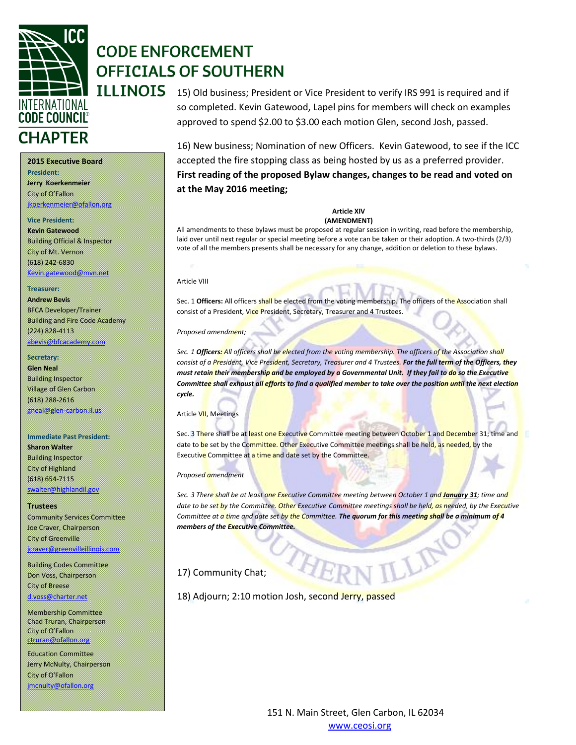# CODE ENFORCEMENT OFFICIALS OF SOUTHERN ILLINOIS

INTERNATIONAL CODE COUNCIL® CHAPTER

**2015 Executive Board**

**President:**
**Jerry Koerkenmeier**
City of O'Fallon
jkoerkenmeier@ofallon.org

**Vice President:**
**Kevin Gatewood**
Building Official & Inspector
City of Mt. Vernon
(618) 242-6830
Kevin.gatewood@mvn.net

**Treasurer:**
**Andrew Bevis**
BFCA Developer/Trainer
Building and Fire Code Academy
(224) 828-4113
abevis@bfcacademy.com

**Secretary:**
**Glen Neal**
Building Inspector
Village of Glen Carbon
(618) 288-2616
gneal@glen-carbon.il.us

**Immediate Past President:**
**Sharon Walter**
Building Inspector
City of Highland
(618) 654-7115
swalter@highlandil.gov

**Trustees**

Community Services Committee
Joe Craver, Chairperson
City of Greenville
jcraver@greenvilleillinois.com

Building Codes Committee
Don Voss, Chairperson
City of Breese
d.voss@charter.net

Membership Committee
Chad Truran, Chairperson
City of O'Fallon
ctruran@ofallon.org

Education Committee
Jerry McNulty, Chairperson
City of O'Fallon
jmcnulty@ofallon.org

15) Old business; President or Vice President to verify IRS 991 is required and if so completed. Kevin Gatewood, Lapel pins for members will check on examples approved to spend $2.00 to $3.00 each motion Glen, second Josh, passed.

16) New business; Nomination of new Officers. Kevin Gatewood, to see if the ICC accepted the fire stopping class as being hosted by us as a preferred provider. **First reading of the proposed Bylaw changes, changes to be read and voted on at the May 2016 meeting;**

**Article XIV**
**(AMENDMENT)**

All amendments to these bylaws must be proposed at regular session in writing, read before the membership, laid over until next regular or special meeting before a vote can be taken or their adoption. A two-thirds (2/3) vote of all the members presents shall be necessary for any change, addition or deletion to these bylaws.

Article VIII

Sec. 1 **Officers:** All officers shall be elected from the voting membership. The officers of the Association shall consist of a President, Vice President, Secretary, Treasurer and 4 Trustees.

*Proposed amendment;*

*Sec. 1 **Officers:** All officers shall be elected from the voting membership. The officers of the Association shall consist of a President, Vice President, Secretary, Treasurer and 4 Trustees. **For the full term of the Officers, they must retain their membership and be employed by a Governmental Unit. If they fail to do so the Executive Committee shall exhaust all efforts to find a qualified member to take over the position until the next election cycle.***

Article VII, Meetings

Sec. 3 There shall be at least one Executive Committee meeting between October 1 and December 31; time and date to be set by the Committee. Other Executive Committee meetings shall be held, as needed, by the Executive Committee at a time and date set by the Committee.

*Proposed amendment*

*Sec. 3 There shall be at least one Executive Committee meeting between October 1 and **January 31**; time and date to be set by the Committee. Other Executive Committee meetings shall be held, as needed, by the Executive Committee at a time and date set by the Committee. **The quorum for this meeting shall be a minimum of 4 members of the Executive Committee.***

17) Community Chat;

18) Adjourn; 2:10 motion Josh, second Jerry, passed

151 N. Main Street, Glen Carbon, IL 62034
www.ceosi.org